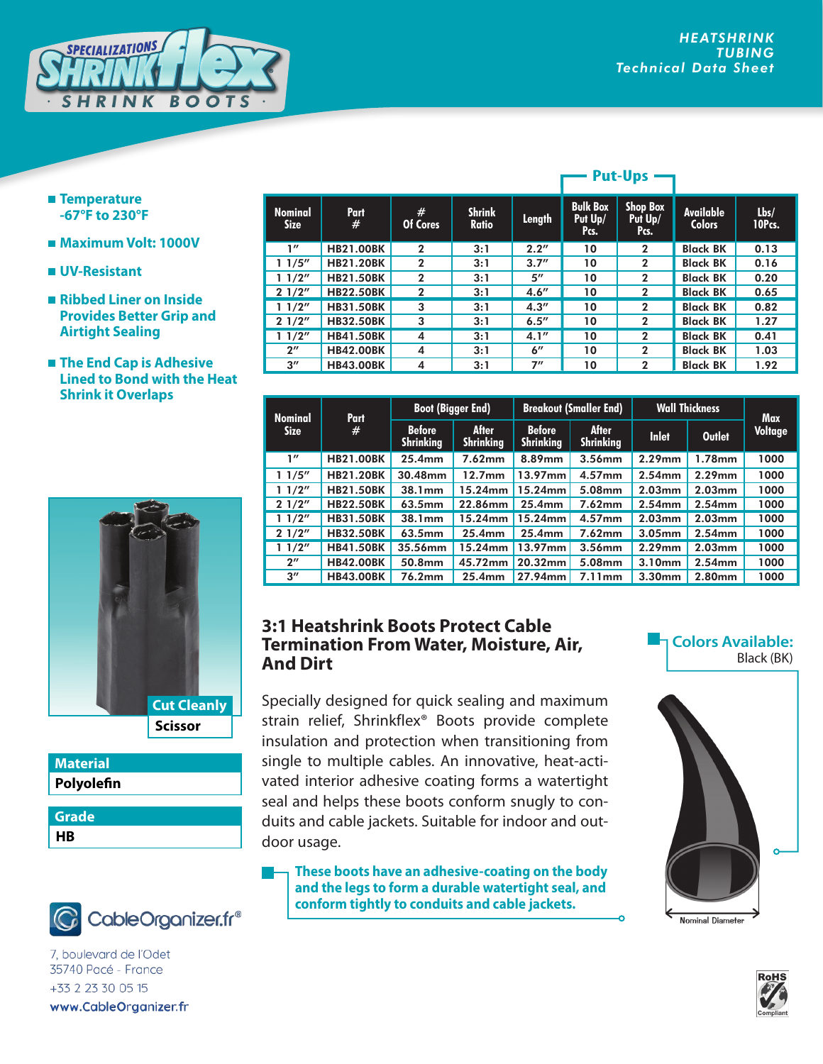# HEATSHRINK TUBING Technical Data Sheet

SPECIALIZATIONS SHRINKflex® · SHRINK BOOTS ·

- **Temperature -67°F to 230°F**
- **Maximum Volt: 1000V**
- **UV-Resistant**
- **Ribbed Liner on Inside Provides Better Grip and Airtight Sealing**
- **The End Cap is Adhesive Lined to Bond with the Heat Shrink it Overlaps**

| Nominal Size | Part # | # Of Cores | Shrink Ratio | Length | Put-Ups: Bulk Box Put Up/ Pcs. | Put-Ups: Shop Box Put Up/ Pcs. | Available Colors | Lbs/ 10Pcs. |
|---|---|---|---|---|---|---|---|---|
| 1″ | HB21.00BK | 2 | 3:1 | 2.2″ | 10 | 2 | Black BK | 0.13 |
| 1 1/5″ | HB21.20BK | 2 | 3:1 | 3.7″ | 10 | 2 | Black BK | 0.16 |
| 1 1/2″ | HB21.50BK | 2 | 3:1 | 5″ | 10 | 2 | Black BK | 0.20 |
| 2 1/2″ | HB22.50BK | 2 | 3:1 | 4.6″ | 10 | 2 | Black BK | 0.65 |
| 1 1/2″ | HB31.50BK | 3 | 3:1 | 4.3″ | 10 | 2 | Black BK | 0.82 |
| 2 1/2″ | HB32.50BK | 3 | 3:1 | 6.5″ | 10 | 2 | Black BK | 1.27 |
| 1 1/2″ | HB41.50BK | 4 | 3:1 | 4.1″ | 10 | 2 | Black BK | 0.41 |
| 2″ | HB42.00BK | 4 | 3:1 | 6″ | 10 | 2 | Black BK | 1.03 |
| 3″ | HB43.00BK | 4 | 3:1 | 7″ | 10 | 2 | Black BK | 1.92 |

| Nominal Size | Part # | Boot (Bigger End) | | Breakout (Smaller End) | | Wall Thickness | | Max Voltage |
|---|---|---|---|---|---|---|---|---|
| | | Before Shrinking | After Shrinking | Before Shrinking | After Shrinking | Inlet | Outlet | |
| 1″ | HB21.00BK | 25.4mm | 7.62mm | 8.89mm | 3.56mm | 2.29mm | 1.78mm | 1000 |
| 1 1/5″ | HB21.20BK | 30.48mm | 12.7mm | 13.97mm | 4.57mm | 2.54mm | 2.29mm | 1000 |
| 1 1/2″ | HB21.50BK | 38.1mm | 15.24mm | 15.24mm | 5.08mm | 2.03mm | 2.03mm | 1000 |
| 2 1/2″ | HB22.50BK | 63.5mm | 22.86mm | 25.4mm | 7.62mm | 2.54mm | 2.54mm | 1000 |
| 1 1/2″ | HB31.50BK | 38.1mm | 15.24mm | 15.24mm | 4.57mm | 2.03mm | 2.03mm | 1000 |
| 2 1/2″ | HB32.50BK | 63.5mm | 25.4mm | 25.4mm | 7.62mm | 3.05mm | 2.54mm | 1000 |
| 1 1/2″ | HB41.50BK | 35.56mm | 15.24mm | 13.97mm | 3.56mm | 2.29mm | 2.03mm | 1000 |
| 2″ | HB42.00BK | 50.8mm | 45.72mm | 20.32mm | 5.08mm | 3.10mm | 2.54mm | 1000 |
| 3″ | HB43.00BK | 76.2mm | 25.4mm | 27.94mm | 7.11mm | 3.30mm | 2.80mm | 1000 |

**Cut Cleanly**
**Scissor**

**Material**
**Polyolefin**

**Grade**
**HB**

## 3:1 Heatshrink Boots Protect Cable Termination From Water, Moisture, Air, And Dirt

Specially designed for quick sealing and maximum strain relief, Shrinkflex® Boots provide complete insulation and protection when transitioning from single to multiple cables. An innovative, heat-activated interior adhesive coating forms a watertight seal and helps these boots conform snugly to conduits and cable jackets. Suitable for indoor and outdoor usage.

**These boots have an adhesive-coating on the body and the legs to form a durable watertight seal, and conform tightly to conduits and cable jackets.**

**Colors Available:**
Black (BK)

Nominal Diameter

CableOrganizer.fr®

7, boulevard de l'Odet
35740 Pacé - France
+33 2 23 30 05 15
www.CableOrganizer.fr

RoHS Compliant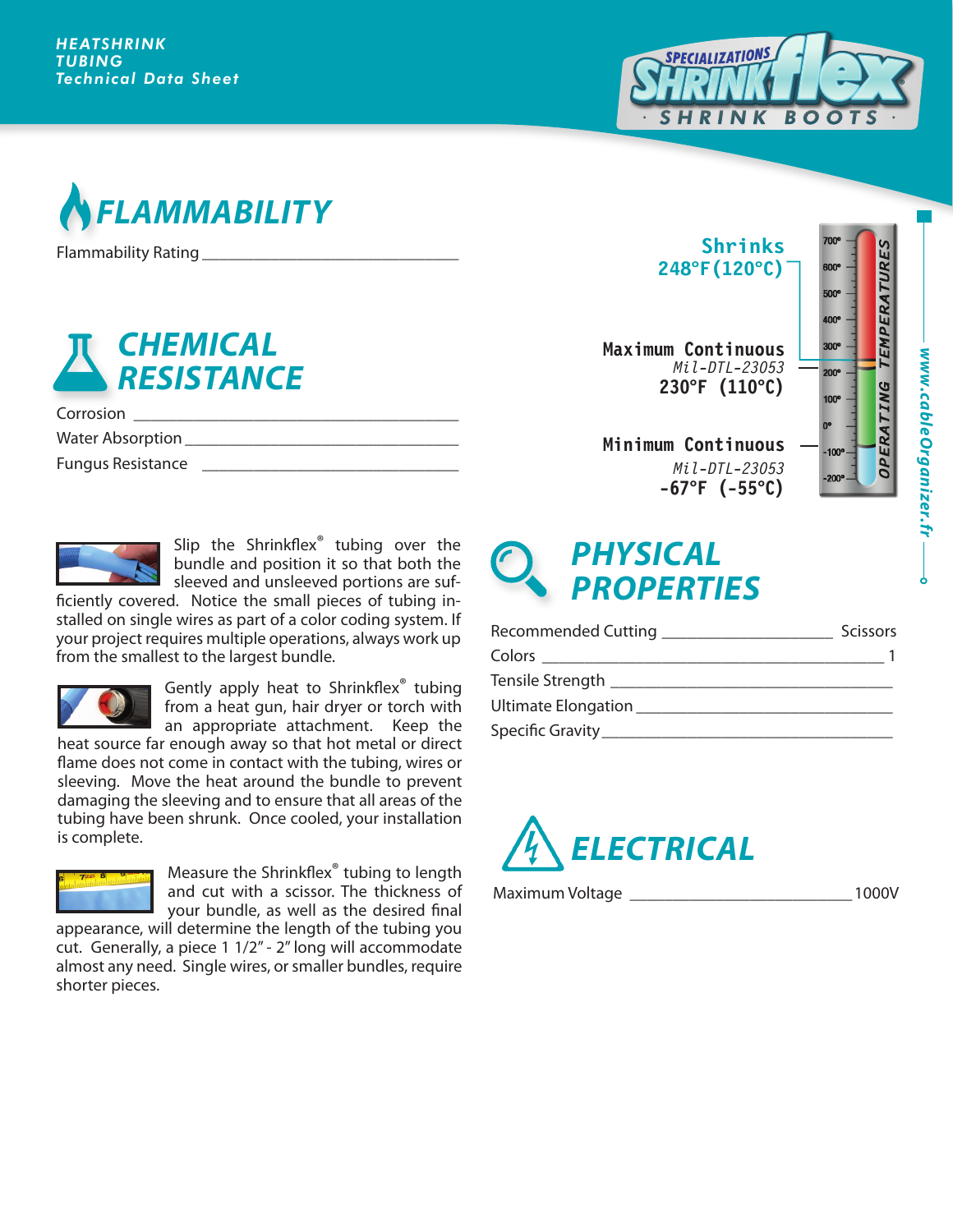HEATSHRINK TUBING
Technical Data Sheet

## FLAMMABILITY

Flammability Rating ______________________________

## CHEMICAL RESISTANCE

Corrosion ______________________________

Water Absorption ______________________________

Fungus Resistance ______________________________

Slip the Shrinkflex® tubing over the bundle and position it so that both the sleeved and unsleeved portions are sufficiently covered. Notice the small pieces of tubing installed on single wires as part of a color coding system. If your project requires multiple operations, always work up from the smallest to the largest bundle.

Gently apply heat to Shrinkflex® tubing from a heat gun, hair dryer or torch with an appropriate attachment. Keep the heat source far enough away so that hot metal or direct flame does not come in contact with the tubing, wires or sleeving. Move the heat around the bundle to prevent damaging the sleeving and to ensure that all areas of the tubing have been shrunk. Once cooled, your installation is complete.

Measure the Shrinkflex® tubing to length and cut with a scissor. The thickness of your bundle, as well as the desired final appearance, will determine the length of the tubing you cut. Generally, a piece 1 1/2" - 2" long will accommodate almost any need. Single wires, or smaller bundles, require shorter pieces.

**Shrinks**
**248°F (120°C)**

**Maximum Continuous**
*Mil-DTL-23053*
**230°F (110°C)**

**Minimum Continuous**
*Mil-DTL-23053*
**-67°F (-55°C)**

OPERATING TEMPERATURES

700°
600°
500°
400°
300°
200°
100°
0°
-100°
-200°

## PHYSICAL PROPERTIES

Recommended Cutting ______________________________ Scissors

Colors ______________________________ 1

Tensile Strength ______________________________

Ultimate Elongation ______________________________

Specific Gravity ______________________________

## ELECTRICAL

Maximum Voltage ______________________________ 1000V

www.cableOrganizer.fr